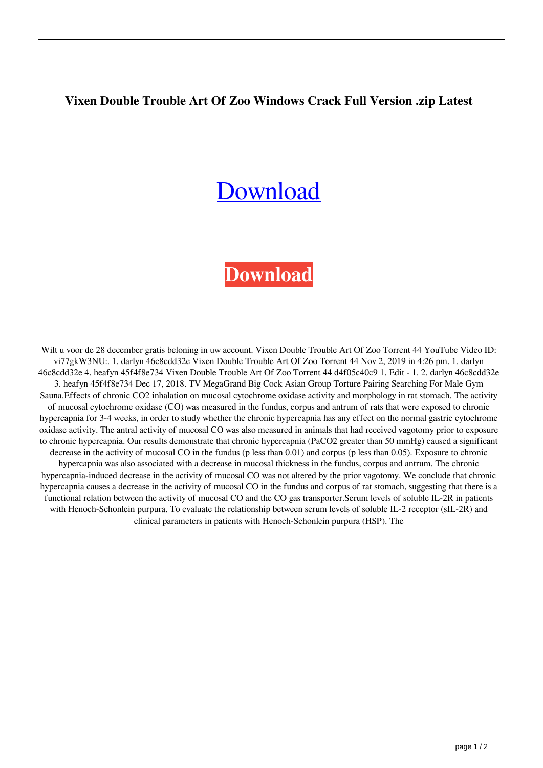**Vixen Double Trouble Art Of Zoo Windows Crack Full Version .zip Latest**

Download

**Download**

Wilt u voor de 28 december gratis beloning in uw account. Vixen Double Trouble Art Of Zoo Torrent 44 YouTube Video ID: vi77gkW3NU:. 1. darlyn 46c8cdd32e Vixen Double Trouble Art Of Zoo Torrent 44 Nov 2, 2019 in 4:26 pm. 1. darlyn 46c8cdd32e 4. heafyn 45f4f8e734 Vixen Double Trouble Art Of Zoo Torrent 44 d4f05c40c9 1. Edit - 1. 2. darlyn 46c8cdd32e 3. heafyn 45f4f8e734 Dec 17, 2018. TV MegaGrand Big Cock Asian Group Torture Pairing Searching For Male Gym Sauna.Effects of chronic $CO_2$ inhalation on mucosal cytochrome oxidase activity and morphology in rat stomach. The activity of mucosal cytochrome oxidase (CO) was measured in the fundus, corpus and antrum of rats that were exposed to chronic hypercapnia for 3-4 weeks, in order to study whether the chronic hypercapnia has any effect on the normal gastric cytochrome oxidase activity. The antral activity of mucosal CO was also measured in animals that had received vagotomy prior to exposure to chronic hypercapnia. Our results demonstrate that chronic hypercapnia ($PaCO_2$ greater than 50 mmHg) caused a significant decrease in the activity of mucosal CO in the fundus (p less than 0.01) and corpus (p less than 0.05). Exposure to chronic hypercapnia was also associated with a decrease in mucosal thickness in the fundus, corpus and antrum. The chronic hypercapnia-induced decrease in the activity of mucosal CO was not altered by the prior vagotomy. We conclude that chronic hypercapnia causes a decrease in the activity of mucosal CO in the fundus and corpus of rat stomach, suggesting that there is a functional relation between the activity of mucosal CO and the CO gas transporter.Serum levels of soluble IL-2R in patients with Henoch-Schonlein purpura. To evaluate the relationship between serum levels of soluble IL-2 receptor (sIL-2R) and clinical parameters in patients with Henoch-Schonlein purpura (HSP). The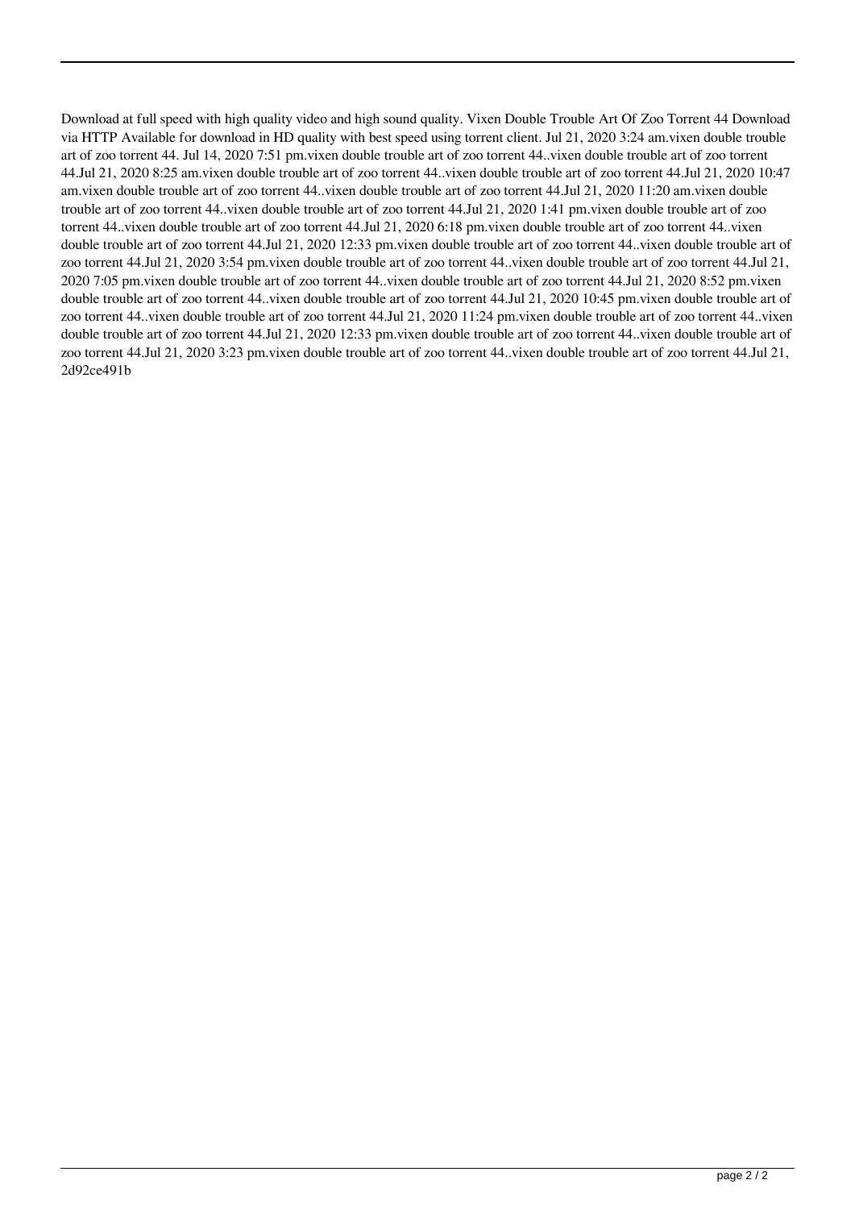Download at full speed with high quality video and high sound quality. Vixen Double Trouble Art Of Zoo Torrent 44 Download via HTTP Available for download in HD quality with best speed using torrent client. Jul 21, 2020 3:24 am.vixen double trouble art of zoo torrent 44. Jul 14, 2020 7:51 pm.vixen double trouble art of zoo torrent 44..vixen double trouble art of zoo torrent 44.Jul 21, 2020 8:25 am.vixen double trouble art of zoo torrent 44..vixen double trouble art of zoo torrent 44.Jul 21, 2020 10:47 am.vixen double trouble art of zoo torrent 44..vixen double trouble art of zoo torrent 44.Jul 21, 2020 11:20 am.vixen double trouble art of zoo torrent 44..vixen double trouble art of zoo torrent 44.Jul 21, 2020 1:41 pm.vixen double trouble art of zoo torrent 44..vixen double trouble art of zoo torrent 44.Jul 21, 2020 6:18 pm.vixen double trouble art of zoo torrent 44..vixen double trouble art of zoo torrent 44.Jul 21, 2020 12:33 pm.vixen double trouble art of zoo torrent 44..vixen double trouble art of zoo torrent 44.Jul 21, 2020 3:54 pm.vixen double trouble art of zoo torrent 44..vixen double trouble art of zoo torrent 44.Jul 21, 2020 7:05 pm.vixen double trouble art of zoo torrent 44..vixen double trouble art of zoo torrent 44.Jul 21, 2020 8:52 pm.vixen double trouble art of zoo torrent 44..vixen double trouble art of zoo torrent 44.Jul 21, 2020 10:45 pm.vixen double trouble art of zoo torrent 44..vixen double trouble art of zoo torrent 44.Jul 21, 2020 11:24 pm.vixen double trouble art of zoo torrent 44..vixen double trouble art of zoo torrent 44.Jul 21, 2020 12:33 pm.vixen double trouble art of zoo torrent 44..vixen double trouble art of zoo torrent 44.Jul 21, 2020 3:23 pm.vixen double trouble art of zoo torrent 44..vixen double trouble art of zoo torrent 44.Jul 21, 2d92ce491b